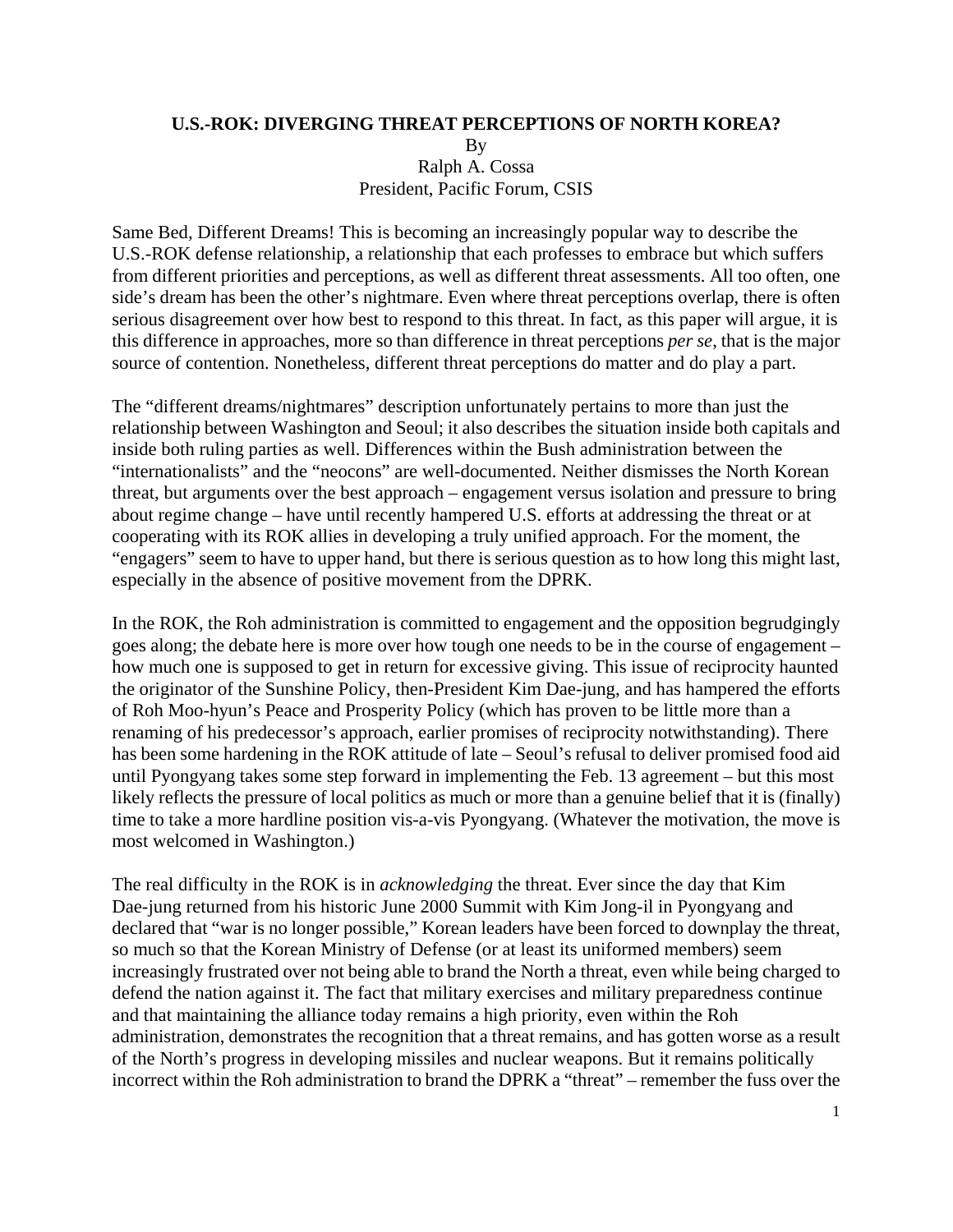**U.S.-ROK: DIVERGING THREAT PERCEPTIONS OF NORTH KOREA?**

By

Ralph A. Cossa

President, Pacific Forum, CSIS

Same Bed, Different Dreams! This is becoming an increasingly popular way to describe the U.S.-ROK defense relationship, a relationship that each professes to embrace but which suffers from different priorities and perceptions, as well as different threat assessments. All too often, one side's dream has been the other's nightmare. Even where threat perceptions overlap, there is often serious disagreement over how best to respond to this threat. In fact, as this paper will argue, it is this difference in approaches, more so than difference in threat perceptions *per se*, that is the major source of contention. Nonetheless, different threat perceptions do matter and do play a part.

The "different dreams/nightmares" description unfortunately pertains to more than just the relationship between Washington and Seoul; it also describes the situation inside both capitals and inside both ruling parties as well. Differences within the Bush administration between the "internationalists" and the "neocons" are well-documented. Neither dismisses the North Korean threat, but arguments over the best approach – engagement versus isolation and pressure to bring about regime change – have until recently hampered U.S. efforts at addressing the threat or at cooperating with its ROK allies in developing a truly unified approach. For the moment, the "engagers" seem to have to upper hand, but there is serious question as to how long this might last, especially in the absence of positive movement from the DPRK.

In the ROK, the Roh administration is committed to engagement and the opposition begrudgingly goes along; the debate here is more over how tough one needs to be in the course of engagement – how much one is supposed to get in return for excessive giving. This issue of reciprocity haunted the originator of the Sunshine Policy, then-President Kim Dae-jung, and has hampered the efforts of Roh Moo-hyun's Peace and Prosperity Policy (which has proven to be little more than a renaming of his predecessor's approach, earlier promises of reciprocity notwithstanding). There has been some hardening in the ROK attitude of late – Seoul's refusal to deliver promised food aid until Pyongyang takes some step forward in implementing the Feb. 13 agreement – but this most likely reflects the pressure of local politics as much or more than a genuine belief that it is (finally) time to take a more hardline position vis-a-vis Pyongyang. (Whatever the motivation, the move is most welcomed in Washington.)

The real difficulty in the ROK is in *acknowledging* the threat. Ever since the day that Kim Dae-jung returned from his historic June 2000 Summit with Kim Jong-il in Pyongyang and declared that "war is no longer possible," Korean leaders have been forced to downplay the threat, so much so that the Korean Ministry of Defense (or at least its uniformed members) seem increasingly frustrated over not being able to brand the North a threat, even while being charged to defend the nation against it. The fact that military exercises and military preparedness continue and that maintaining the alliance today remains a high priority, even within the Roh administration, demonstrates the recognition that a threat remains, and has gotten worse as a result of the North's progress in developing missiles and nuclear weapons. But it remains politically incorrect within the Roh administration to brand the DPRK a "threat" – remember the fuss over the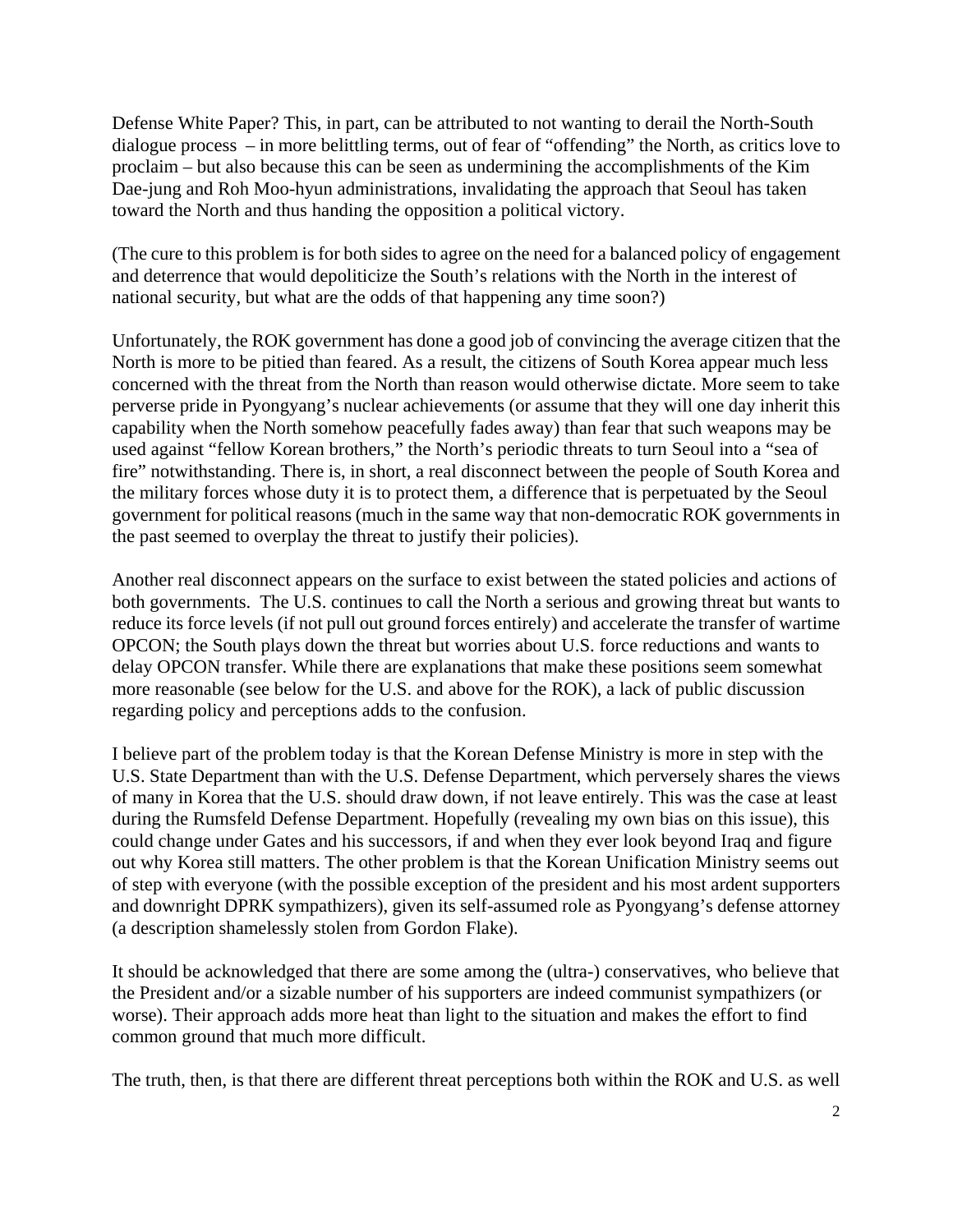Defense White Paper? This, in part, can be attributed to not wanting to derail the North-South dialogue process – in more belittling terms, out of fear of "offending" the North, as critics love to proclaim – but also because this can be seen as undermining the accomplishments of the Kim Dae-jung and Roh Moo-hyun administrations, invalidating the approach that Seoul has taken toward the North and thus handing the opposition a political victory.

(The cure to this problem is for both sides to agree on the need for a balanced policy of engagement and deterrence that would depoliticize the South's relations with the North in the interest of national security, but what are the odds of that happening any time soon?)

Unfortunately, the ROK government has done a good job of convincing the average citizen that the North is more to be pitied than feared. As a result, the citizens of South Korea appear much less concerned with the threat from the North than reason would otherwise dictate. More seem to take perverse pride in Pyongyang's nuclear achievements (or assume that they will one day inherit this capability when the North somehow peacefully fades away) than fear that such weapons may be used against "fellow Korean brothers," the North's periodic threats to turn Seoul into a "sea of fire" notwithstanding. There is, in short, a real disconnect between the people of South Korea and the military forces whose duty it is to protect them, a difference that is perpetuated by the Seoul government for political reasons (much in the same way that non-democratic ROK governments in the past seemed to overplay the threat to justify their policies).

Another real disconnect appears on the surface to exist between the stated policies and actions of both governments. The U.S. continues to call the North a serious and growing threat but wants to reduce its force levels (if not pull out ground forces entirely) and accelerate the transfer of wartime OPCON; the South plays down the threat but worries about U.S. force reductions and wants to delay OPCON transfer. While there are explanations that make these positions seem somewhat more reasonable (see below for the U.S. and above for the ROK), a lack of public discussion regarding policy and perceptions adds to the confusion.

I believe part of the problem today is that the Korean Defense Ministry is more in step with the U.S. State Department than with the U.S. Defense Department, which perversely shares the views of many in Korea that the U.S. should draw down, if not leave entirely. This was the case at least during the Rumsfeld Defense Department. Hopefully (revealing my own bias on this issue), this could change under Gates and his successors, if and when they ever look beyond Iraq and figure out why Korea still matters. The other problem is that the Korean Unification Ministry seems out of step with everyone (with the possible exception of the president and his most ardent supporters and downright DPRK sympathizers), given its self-assumed role as Pyongyang's defense attorney (a description shamelessly stolen from Gordon Flake).

It should be acknowledged that there are some among the (ultra-) conservatives, who believe that the President and/or a sizable number of his supporters are indeed communist sympathizers (or worse). Their approach adds more heat than light to the situation and makes the effort to find common ground that much more difficult.

The truth, then, is that there are different threat perceptions both within the ROK and U.S. as well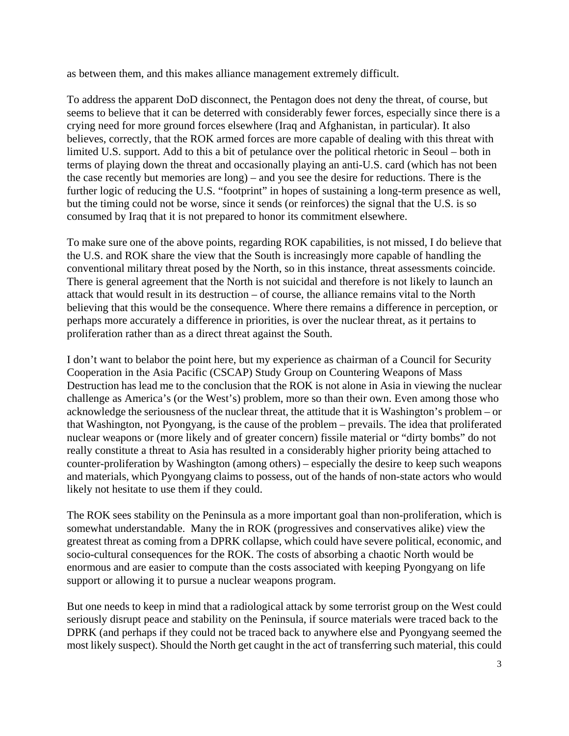as between them, and this makes alliance management extremely difficult.

To address the apparent DoD disconnect, the Pentagon does not deny the threat, of course, but seems to believe that it can be deterred with considerably fewer forces, especially since there is a crying need for more ground forces elsewhere (Iraq and Afghanistan, in particular). It also believes, correctly, that the ROK armed forces are more capable of dealing with this threat with limited U.S. support. Add to this a bit of petulance over the political rhetoric in Seoul – both in terms of playing down the threat and occasionally playing an anti-U.S. card (which has not been the case recently but memories are long) – and you see the desire for reductions. There is the further logic of reducing the U.S. "footprint" in hopes of sustaining a long-term presence as well, but the timing could not be worse, since it sends (or reinforces) the signal that the U.S. is so consumed by Iraq that it is not prepared to honor its commitment elsewhere.

To make sure one of the above points, regarding ROK capabilities, is not missed, I do believe that the U.S. and ROK share the view that the South is increasingly more capable of handling the conventional military threat posed by the North, so in this instance, threat assessments coincide. There is general agreement that the North is not suicidal and therefore is not likely to launch an attack that would result in its destruction – of course, the alliance remains vital to the North believing that this would be the consequence. Where there remains a difference in perception, or perhaps more accurately a difference in priorities, is over the nuclear threat, as it pertains to proliferation rather than as a direct threat against the South.

I don't want to belabor the point here, but my experience as chairman of a Council for Security Cooperation in the Asia Pacific (CSCAP) Study Group on Countering Weapons of Mass Destruction has lead me to the conclusion that the ROK is not alone in Asia in viewing the nuclear challenge as America's (or the West's) problem, more so than their own. Even among those who acknowledge the seriousness of the nuclear threat, the attitude that it is Washington's problem – or that Washington, not Pyongyang, is the cause of the problem – prevails. The idea that proliferated nuclear weapons or (more likely and of greater concern) fissile material or "dirty bombs" do not really constitute a threat to Asia has resulted in a considerably higher priority being attached to counter-proliferation by Washington (among others) – especially the desire to keep such weapons and materials, which Pyongyang claims to possess, out of the hands of non-state actors who would likely not hesitate to use them if they could.

The ROK sees stability on the Peninsula as a more important goal than non-proliferation, which is somewhat understandable. Many the in ROK (progressives and conservatives alike) view the greatest threat as coming from a DPRK collapse, which could have severe political, economic, and socio-cultural consequences for the ROK. The costs of absorbing a chaotic North would be enormous and are easier to compute than the costs associated with keeping Pyongyang on life support or allowing it to pursue a nuclear weapons program.

But one needs to keep in mind that a radiological attack by some terrorist group on the West could seriously disrupt peace and stability on the Peninsula, if source materials were traced back to the DPRK (and perhaps if they could not be traced back to anywhere else and Pyongyang seemed the most likely suspect). Should the North get caught in the act of transferring such material, this could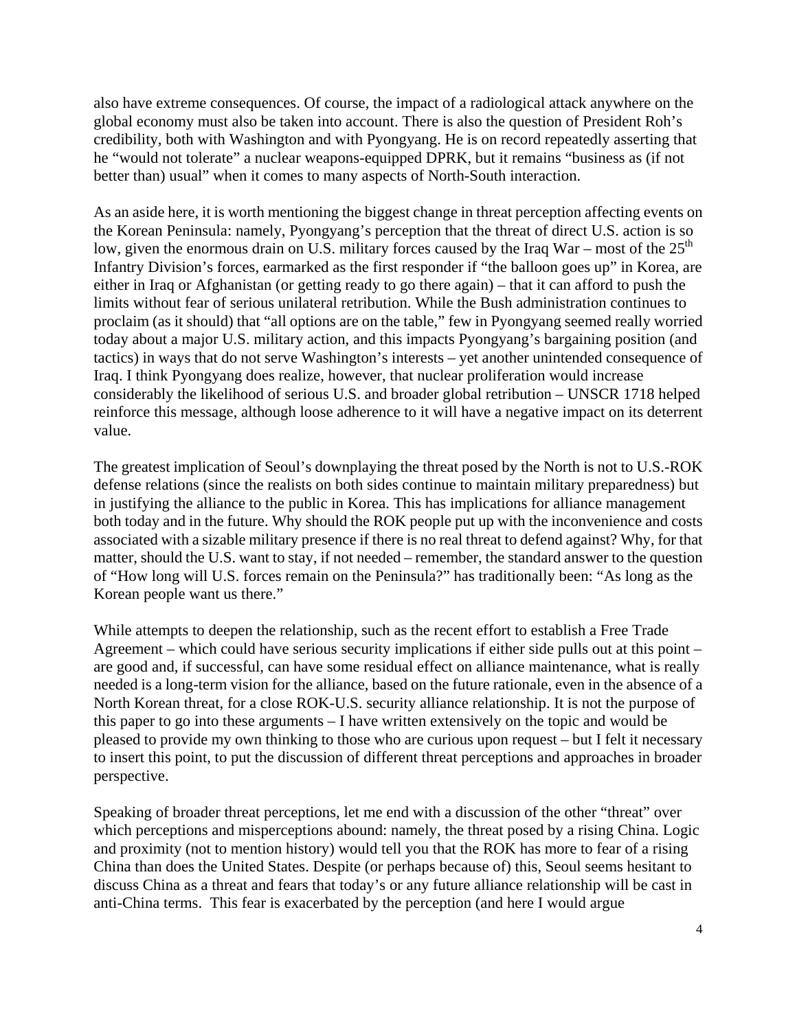also have extreme consequences. Of course, the impact of a radiological attack anywhere on the global economy must also be taken into account. There is also the question of President Roh's credibility, both with Washington and with Pyongyang. He is on record repeatedly asserting that he "would not tolerate" a nuclear weapons-equipped DPRK, but it remains "business as (if not better than) usual" when it comes to many aspects of North-South interaction.

As an aside here, it is worth mentioning the biggest change in threat perception affecting events on the Korean Peninsula: namely, Pyongyang's perception that the threat of direct U.S. action is so low, given the enormous drain on U.S. military forces caused by the Iraq War – most of the 25th Infantry Division's forces, earmarked as the first responder if "the balloon goes up" in Korea, are either in Iraq or Afghanistan (or getting ready to go there again) – that it can afford to push the limits without fear of serious unilateral retribution. While the Bush administration continues to proclaim (as it should) that "all options are on the table," few in Pyongyang seemed really worried today about a major U.S. military action, and this impacts Pyongyang's bargaining position (and tactics) in ways that do not serve Washington's interests – yet another unintended consequence of Iraq. I think Pyongyang does realize, however, that nuclear proliferation would increase considerably the likelihood of serious U.S. and broader global retribution – UNSCR 1718 helped reinforce this message, although loose adherence to it will have a negative impact on its deterrent value.

The greatest implication of Seoul's downplaying the threat posed by the North is not to U.S.-ROK defense relations (since the realists on both sides continue to maintain military preparedness) but in justifying the alliance to the public in Korea. This has implications for alliance management both today and in the future. Why should the ROK people put up with the inconvenience and costs associated with a sizable military presence if there is no real threat to defend against? Why, for that matter, should the U.S. want to stay, if not needed – remember, the standard answer to the question of "How long will U.S. forces remain on the Peninsula?" has traditionally been: "As long as the Korean people want us there."

While attempts to deepen the relationship, such as the recent effort to establish a Free Trade Agreement – which could have serious security implications if either side pulls out at this point – are good and, if successful, can have some residual effect on alliance maintenance, what is really needed is a long-term vision for the alliance, based on the future rationale, even in the absence of a North Korean threat, for a close ROK-U.S. security alliance relationship. It is not the purpose of this paper to go into these arguments – I have written extensively on the topic and would be pleased to provide my own thinking to those who are curious upon request – but I felt it necessary to insert this point, to put the discussion of different threat perceptions and approaches in broader perspective.

Speaking of broader threat perceptions, let me end with a discussion of the other "threat" over which perceptions and misperceptions abound: namely, the threat posed by a rising China. Logic and proximity (not to mention history) would tell you that the ROK has more to fear of a rising China than does the United States. Despite (or perhaps because of) this, Seoul seems hesitant to discuss China as a threat and fears that today's or any future alliance relationship will be cast in anti-China terms. This fear is exacerbated by the perception (and here I would argue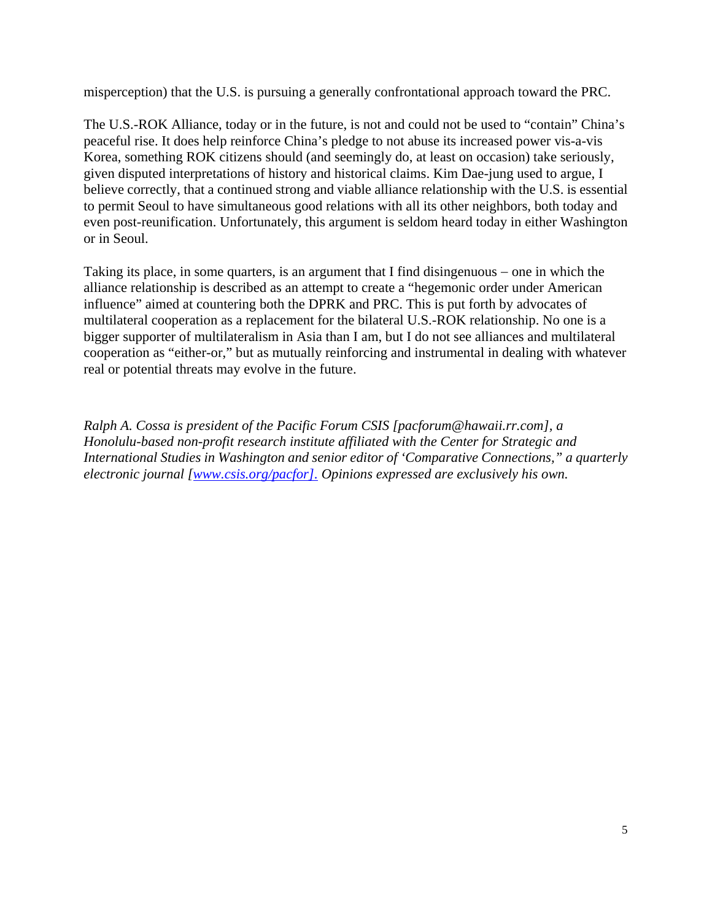misperception) that the U.S. is pursuing a generally confrontational approach toward the PRC.

The U.S.-ROK Alliance, today or in the future, is not and could not be used to "contain" China's peaceful rise. It does help reinforce China's pledge to not abuse its increased power vis-a-vis Korea, something ROK citizens should (and seemingly do, at least on occasion) take seriously, given disputed interpretations of history and historical claims. Kim Dae-jung used to argue, I believe correctly, that a continued strong and viable alliance relationship with the U.S. is essential to permit Seoul to have simultaneous good relations with all its other neighbors, both today and even post-reunification. Unfortunately, this argument is seldom heard today in either Washington or in Seoul.

Taking its place, in some quarters, is an argument that I find disingenuous – one in which the alliance relationship is described as an attempt to create a "hegemonic order under American influence" aimed at countering both the DPRK and PRC. This is put forth by advocates of multilateral cooperation as a replacement for the bilateral U.S.-ROK relationship. No one is a bigger supporter of multilateralism in Asia than I am, but I do not see alliances and multilateral cooperation as "either-or," but as mutually reinforcing and instrumental in dealing with whatever real or potential threats may evolve in the future.

*Ralph A. Cossa is president of the Pacific Forum CSIS [pacforum@hawaii.rr.com], a Honolulu-based non-profit research institute affiliated with the Center for Strategic and International Studies in Washington and senior editor of 'Comparative Connections," a quarterly electronic journal [www.csis.org/pacfor]. Opinions expressed are exclusively his own.*